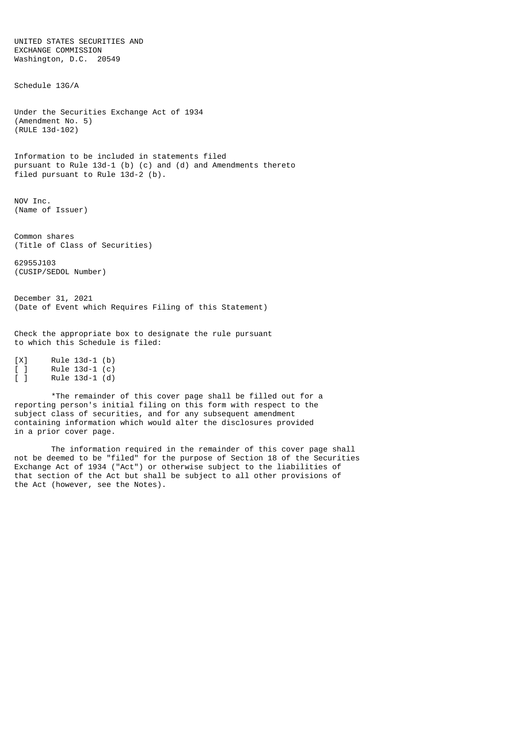UNITED STATES SECURITIES AND
EXCHANGE COMMISSION
Washington, D.C. 20549

Schedule 13G/A

Under the Securities Exchange Act of 1934
(Amendment No. 5)
(RULE 13d-102)

Information to be included in statements filed
pursuant to Rule 13d-1 (b) (c) and (d) and Amendments thereto
filed pursuant to Rule 13d-2 (b).

NOV Inc.
(Name of Issuer)

Common shares
(Title of Class of Securities)

62955J103
(CUSIP/SEDOL Number)

December 31, 2021
(Date of Event which Requires Filing of this Statement)

Check the appropriate box to designate the rule pursuant
to which this Schedule is filed:

[X] Rule 13d-1 (b)
[ ] Rule 13d-1 (c)
[ ] Rule 13d-1 (d)

*The remainder of this cover page shall be filled out for a
reporting person's initial filing on this form with respect to the
subject class of securities, and for any subsequent amendment
containing information which would alter the disclosures provided
in a prior cover page.

The information required in the remainder of this cover page shall
not be deemed to be "filed" for the purpose of Section 18 of the Securities
Exchange Act of 1934 ("Act") or otherwise subject to the liabilities of
that section of the Act but shall be subject to all other provisions of
the Act (however, see the Notes).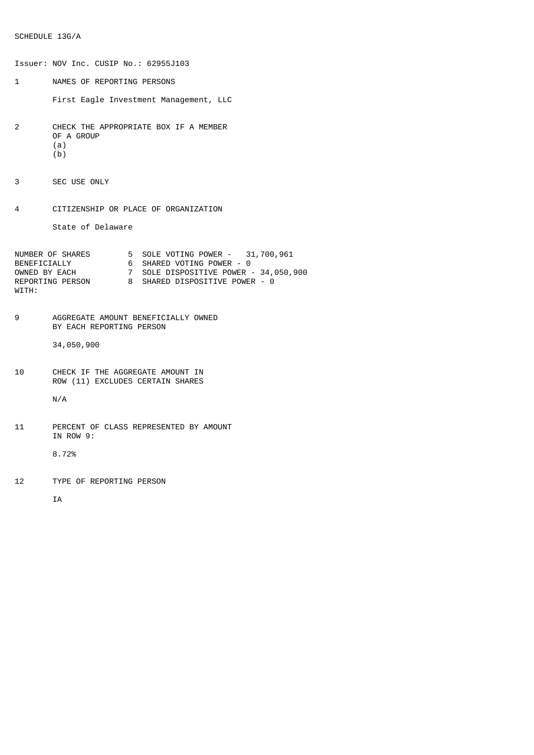SCHEDULE 13G/A

Issuer: NOV Inc. CUSIP No.: 62955J103

1 NAMES OF REPORTING PERSONS

First Eagle Investment Management, LLC

2 CHECK THE APPROPRIATE BOX IF A MEMBER OF A GROUP
(a)
(b)

3 SEC USE ONLY

4 CITIZENSHIP OR PLACE OF ORGANIZATION

State of Delaware

| NUMBER OF SHARES BENEFICIALLY OWNED BY EACH REPORTING PERSON WITH: | |
|---|---|
| | 5 SOLE VOTING POWER - 31,700,961 |
| | 6 SHARED VOTING POWER - 0 |
| | 7 SOLE DISPOSITIVE POWER - 34,050,900 |
| | 8 SHARED DISPOSITIVE POWER - 0 |

9 AGGREGATE AMOUNT BENEFICIALLY OWNED BY EACH REPORTING PERSON

34,050,900

10 CHECK IF THE AGGREGATE AMOUNT IN ROW (11) EXCLUDES CERTAIN SHARES

N/A

11 PERCENT OF CLASS REPRESENTED BY AMOUNT IN ROW 9:

8.72%

12 TYPE OF REPORTING PERSON

IA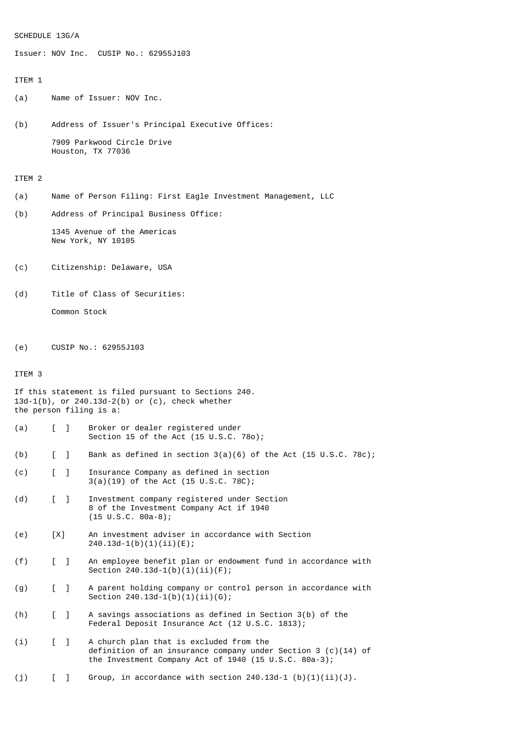SCHEDULE 13G/A

Issuer: NOV Inc.  CUSIP No.: 62955J103

ITEM 1

(a) Name of Issuer: NOV Inc.

(b) Address of Issuer's Principal Executive Offices:

7909 Parkwood Circle Drive
Houston, TX 77036

ITEM 2

(a) Name of Person Filing: First Eagle Investment Management, LLC

(b) Address of Principal Business Office:

1345 Avenue of the Americas
New York, NY 10105

(c) Citizenship: Delaware, USA

(d) Title of Class of Securities:

Common Stock

(e) CUSIP No.: 62955J103

ITEM 3

If this statement is filed pursuant to Sections 240. 13d-1(b), or 240.13d-2(b) or (c), check whether the person filing is a:

(a) [ ] Broker or dealer registered under Section 15 of the Act (15 U.S.C. 78o);

(b) [ ] Bank as defined in section 3(a)(6) of the Act (15 U.S.C. 78c);

(c) [ ] Insurance Company as defined in section 3(a)(19) of the Act (15 U.S.C. 78C);

(d) [ ] Investment company registered under Section 8 of the Investment Company Act if 1940 (15 U.S.C. 80a-8);

(e) [X] An investment adviser in accordance with Section 240.13d-1(b)(1)(ii)(E);

(f) [ ] An employee benefit plan or endowment fund in accordance with Section 240.13d-1(b)(1)(ii)(F);

(g) [ ] A parent holding company or control person in accordance with Section 240.13d-1(b)(1)(ii)(G);

(h) [ ] A savings associations as defined in Section 3(b) of the Federal Deposit Insurance Act (12 U.S.C. 1813);

(i) [ ] A church plan that is excluded from the definition of an insurance company under Section 3 (c)(14) of the Investment Company Act of 1940 (15 U.S.C. 80a-3);

(j) [ ] Group, in accordance with section 240.13d-1 (b)(1)(ii)(J).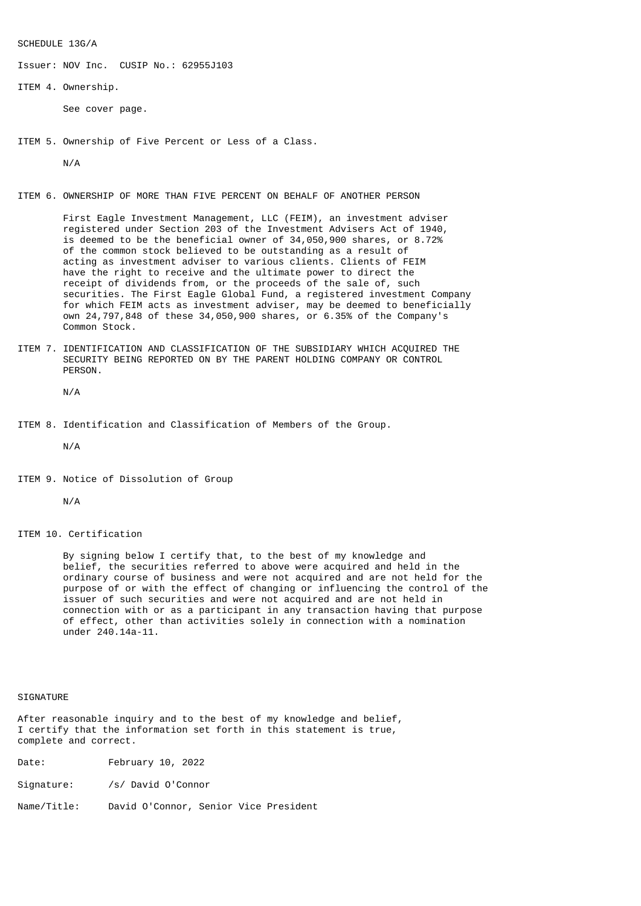SCHEDULE 13G/A

Issuer: NOV Inc.  CUSIP No.: 62955J103

ITEM 4. Ownership.

See cover page.

ITEM 5. Ownership of Five Percent or Less of a Class.

N/A

ITEM 6. OWNERSHIP OF MORE THAN FIVE PERCENT ON BEHALF OF ANOTHER PERSON

First Eagle Investment Management, LLC (FEIM), an investment adviser registered under Section 203 of the Investment Advisers Act of 1940, is deemed to be the beneficial owner of 34,050,900 shares, or 8.72% of the common stock believed to be outstanding as a result of acting as investment adviser to various clients. Clients of FEIM have the right to receive and the ultimate power to direct the receipt of dividends from, or the proceeds of the sale of, such securities. The First Eagle Global Fund, a registered investment Company for which FEIM acts as investment adviser, may be deemed to beneficially own 24,797,848 of these 34,050,900 shares, or 6.35% of the Company's Common Stock.

ITEM 7. IDENTIFICATION AND CLASSIFICATION OF THE SUBSIDIARY WHICH ACQUIRED THE SECURITY BEING REPORTED ON BY THE PARENT HOLDING COMPANY OR CONTROL PERSON.

N/A

ITEM 8. Identification and Classification of Members of the Group.

N/A

ITEM 9. Notice of Dissolution of Group

N/A

ITEM 10. Certification

By signing below I certify that, to the best of my knowledge and belief, the securities referred to above were acquired and held in the ordinary course of business and were not acquired and are not held for the purpose of or with the effect of changing or influencing the control of the issuer of such securities and were not acquired and are not held in connection with or as a participant in any transaction having that purpose of effect, other than activities solely in connection with a nomination under 240.14a-11.

SIGNATURE

After reasonable inquiry and to the best of my knowledge and belief, I certify that the information set forth in this statement is true, complete and correct.

Date: February 10, 2022

Signature: /s/ David O'Connor

Name/Title: David O'Connor, Senior Vice President